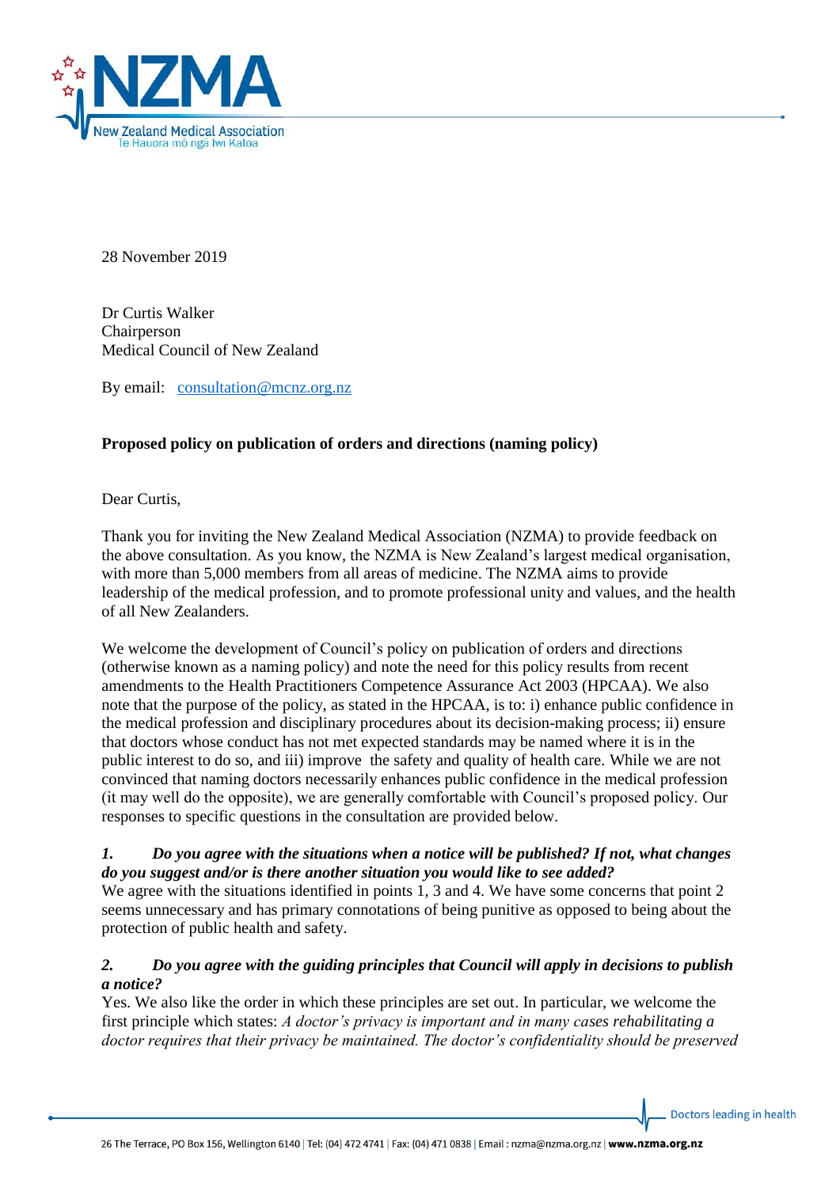28 November 2019

Dr Curtis Walker
Chairperson
Medical Council of New Zealand

By email: consultation@mcnz.org.nz

**Proposed policy on publication of orders and directions (naming policy)**

Dear Curtis,

Thank you for inviting the New Zealand Medical Association (NZMA) to provide feedback on the above consultation. As you know, the NZMA is New Zealand's largest medical organisation, with more than 5,000 members from all areas of medicine. The NZMA aims to provide leadership of the medical profession, and to promote professional unity and values, and the health of all New Zealanders.

We welcome the development of Council's policy on publication of orders and directions (otherwise known as a naming policy) and note the need for this policy results from recent amendments to the Health Practitioners Competence Assurance Act 2003 (HPCAA). We also note that the purpose of the policy, as stated in the HPCAA, is to: i) enhance public confidence in the medical profession and disciplinary procedures about its decision-making process; ii) ensure that doctors whose conduct has not met expected standards may be named where it is in the public interest to do so, and iii) improve the safety and quality of health care. While we are not convinced that naming doctors necessarily enhances public confidence in the medical profession (it may well do the opposite), we are generally comfortable with Council's proposed policy. Our responses to specific questions in the consultation are provided below.

***1. Do you agree with the situations when a notice will be published? If not, what changes do you suggest and/or is there another situation you would like to see added?***

We agree with the situations identified in points 1, 3 and 4. We have some concerns that point 2 seems unnecessary and has primary connotations of being punitive as opposed to being about the protection of public health and safety.

***2. Do you agree with the guiding principles that Council will apply in decisions to publish a notice?***

Yes. We also like the order in which these principles are set out. In particular, we welcome the first principle which states: *A doctor's privacy is important and in many cases rehabilitating a doctor requires that their privacy be maintained. The doctor's confidentiality should be preserved*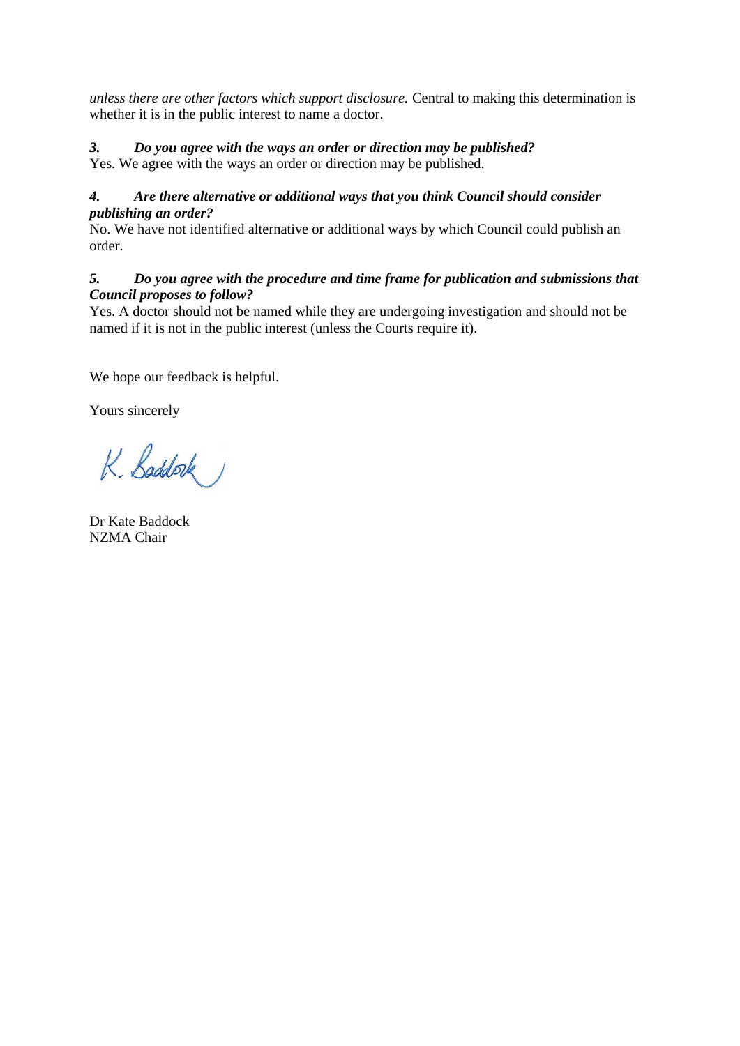*unless there are other factors which support disclosure.* Central to making this determination is whether it is in the public interest to name a doctor.

***3. Do you agree with the ways an order or direction may be published?***
Yes. We agree with the ways an order or direction may be published.

***4. Are there alternative or additional ways that you think Council should consider publishing an order?***
No. We have not identified alternative or additional ways by which Council could publish an order.

***5. Do you agree with the procedure and time frame for publication and submissions that Council proposes to follow?***
Yes. A doctor should not be named while they are undergoing investigation and should not be named if it is not in the public interest (unless the Courts require it).

We hope our feedback is helpful.

Yours sincerely

K. Baddock

Dr Kate Baddock
NZMA Chair